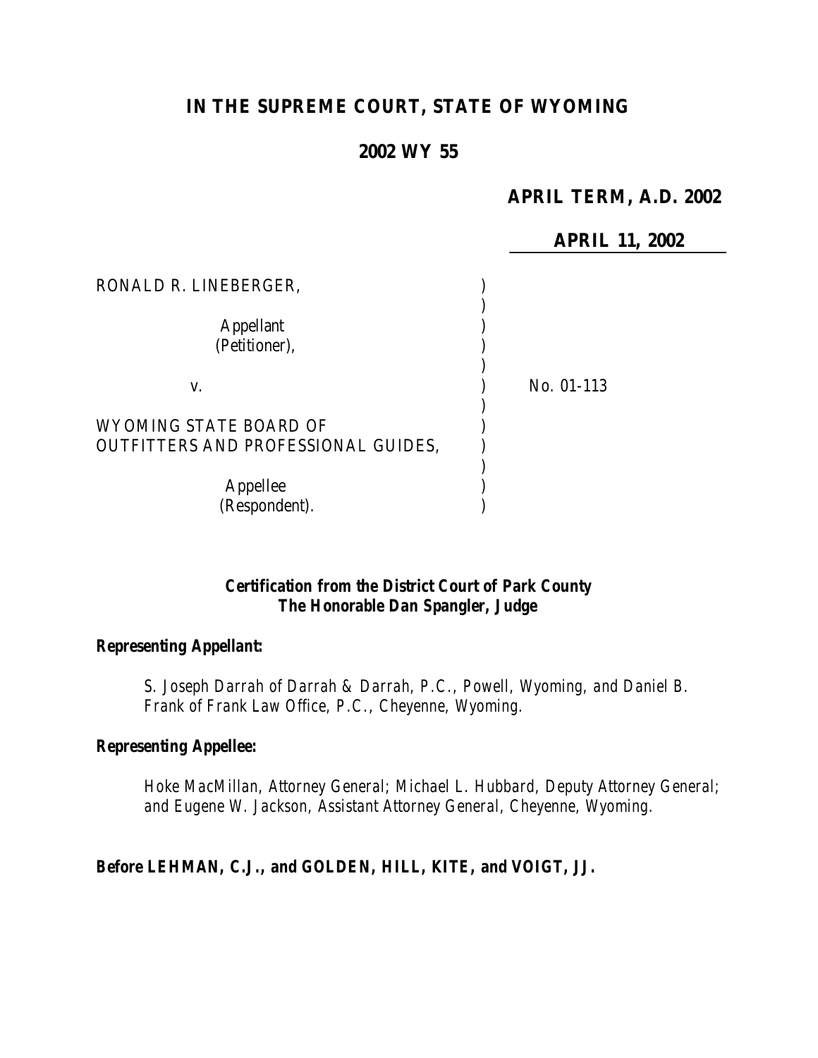# IN THE SUPREME COURT, STATE OF WYOMING

## 2002 WY 55

**APRIL TERM, A.D. 2002**

**APRIL 11, 2002**

| | |
|---|---|
| RONALD R. LINEBERGER,<br><br>Appellant<br>(Petitioner),<br><br>v.<br><br>WYOMING STATE BOARD OF OUTFITTERS AND PROFESSIONAL GUIDES,<br><br>Appellee<br>(Respondent). | No. 01-113 |

***Certification from the District Court of Park County***
***The Honorable Dan Spangler, Judge***

***Representing Appellant:***

*S. Joseph Darrah of Darrah & Darrah, P.C., Powell, Wyoming, and Daniel B. Frank of Frank Law Office, P.C., Cheyenne, Wyoming.*

***Representing Appellee:***

*Hoke MacMillan, Attorney General; Michael L. Hubbard, Deputy Attorney General; and Eugene W. Jackson, Assistant Attorney General, Cheyenne, Wyoming.*

***Before LEHMAN, C.J., and GOLDEN, HILL, KITE, and VOIGT, JJ.***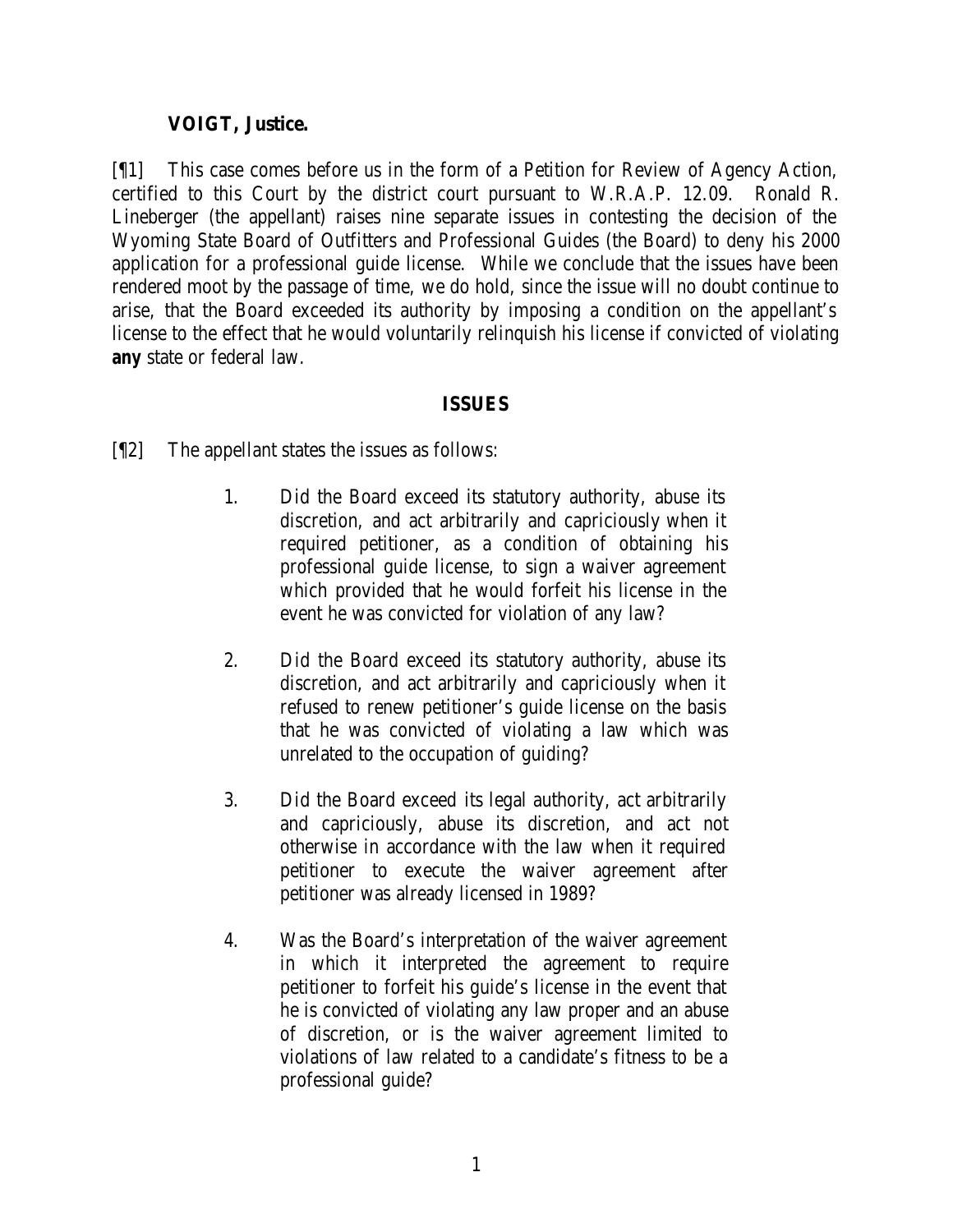**VOIGT, Justice.**

[¶1] This case comes before us in the form of a Petition for Review of Agency Action, certified to this Court by the district court pursuant to W.R.A.P. 12.09. Ronald R. Lineberger (the appellant) raises nine separate issues in contesting the decision of the Wyoming State Board of Outfitters and Professional Guides (the Board) to deny his 2000 application for a professional guide license. While we conclude that the issues have been rendered moot by the passage of time, we do hold, since the issue will no doubt continue to arise, that the Board exceeded its authority by imposing a condition on the appellant's license to the effect that he would voluntarily relinquish his license if convicted of violating **any** state or federal law.

## ISSUES

[¶2] The appellant states the issues as follows:

1. Did the Board exceed its statutory authority, abuse its discretion, and act arbitrarily and capriciously when it required petitioner, as a condition of obtaining his professional guide license, to sign a waiver agreement which provided that he would forfeit his license in the event he was convicted for violation of any law?

2. Did the Board exceed its statutory authority, abuse its discretion, and act arbitrarily and capriciously when it refused to renew petitioner's guide license on the basis that he was convicted of violating a law which was unrelated to the occupation of guiding?

3. Did the Board exceed its legal authority, act arbitrarily and capriciously, abuse its discretion, and act not otherwise in accordance with the law when it required petitioner to execute the waiver agreement after petitioner was already licensed in 1989?

4. Was the Board's interpretation of the waiver agreement in which it interpreted the agreement to require petitioner to forfeit his guide's license in the event that he is convicted of violating any law proper and an abuse of discretion, or is the waiver agreement limited to violations of law related to a candidate's fitness to be a professional guide?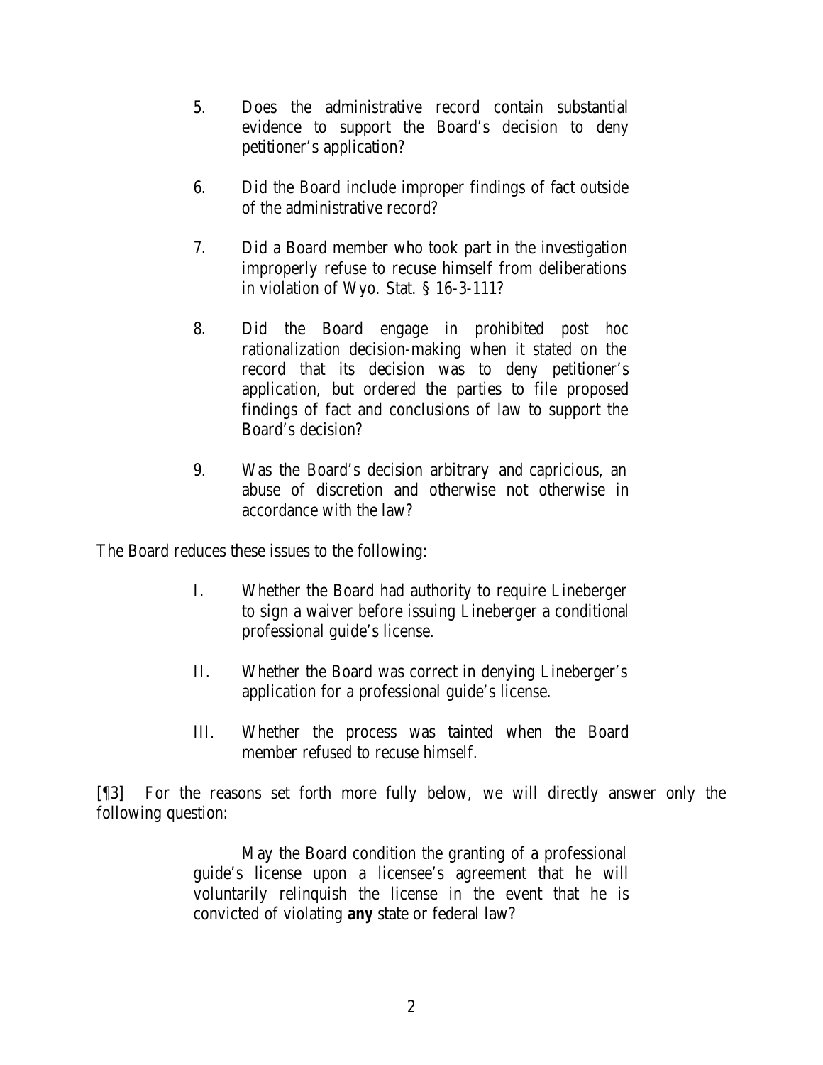5. Does the administrative record contain substantial evidence to support the Board's decision to deny petitioner's application?

6. Did the Board include improper findings of fact outside of the administrative record?

7. Did a Board member who took part in the investigation improperly refuse to recuse himself from deliberations in violation of Wyo. Stat. § 16-3-111?

8. Did the Board engage in prohibited *post hoc* rationalization decision-making when it stated on the record that its decision was to deny petitioner's application, but ordered the parties to file proposed findings of fact and conclusions of law to support the Board's decision?

9. Was the Board's decision arbitrary and capricious, an abuse of discretion and otherwise not otherwise in accordance with the law?

The Board reduces these issues to the following:

I. Whether the Board had authority to require Lineberger to sign a waiver before issuing Lineberger a conditional professional guide's license.

II. Whether the Board was correct in denying Lineberger's application for a professional guide's license.

III. Whether the process was tainted when the Board member refused to recuse himself.

[¶3] For the reasons set forth more fully below, we will directly answer only the following question:

> May the Board condition the granting of a professional guide's license upon a licensee's agreement that he will voluntarily relinquish the license in the event that he is convicted of violating **any** state or federal law?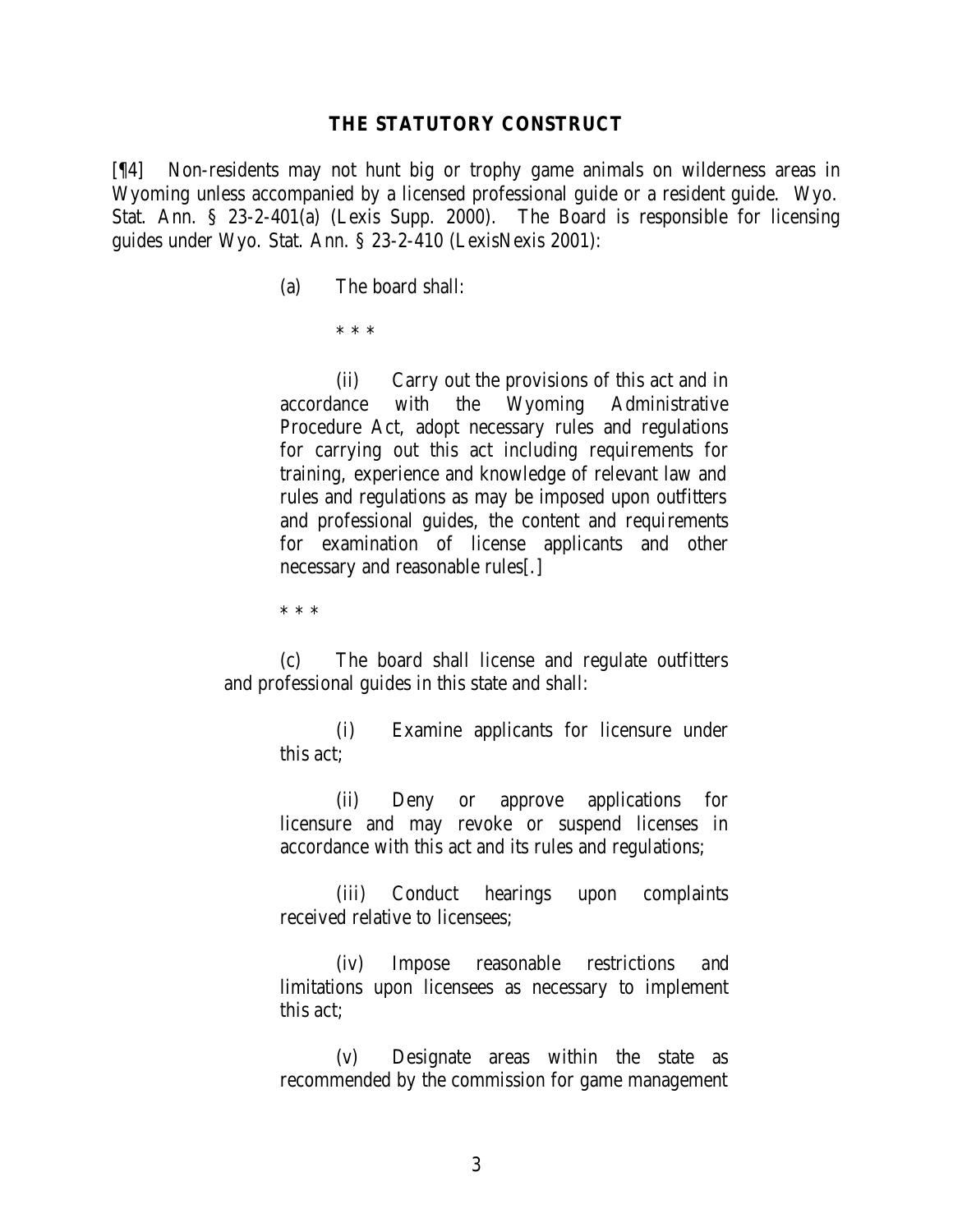### THE STATUTORY CONSTRUCT

[¶4] Non-residents may not hunt big or trophy game animals on wilderness areas in Wyoming unless accompanied by a licensed professional guide or a resident guide. Wyo. Stat. Ann. § 23-2-401(a) (Lexis Supp. 2000). The Board is responsible for licensing guides under Wyo. Stat. Ann. § 23-2-410 (LexisNexis 2001):

> (a) The board shall:
>
> \* \* \*
>
> (ii) Carry out the provisions of this act and in accordance with the Wyoming Administrative Procedure Act, adopt necessary rules and regulations for carrying out this act including requirements for training, experience and knowledge of relevant law and rules and regulations as may be imposed upon outfitters and professional guides, the content and requirements for examination of license applicants and other necessary and reasonable rules[.]
>
> \* \* \*
>
> (c) The board shall license and regulate outfitters and professional guides in this state and shall:
>
> (i) Examine applicants for licensure under this act;
>
> (ii) Deny or approve applications for licensure and may revoke or suspend licenses in accordance with this act and its rules and regulations;
>
> (iii) Conduct hearings upon complaints received relative to licensees;
>
> (iv) Impose reasonable restrictions and limitations upon licensees as necessary to implement this act;
>
> (v) Designate areas within the state as recommended by the commission for game management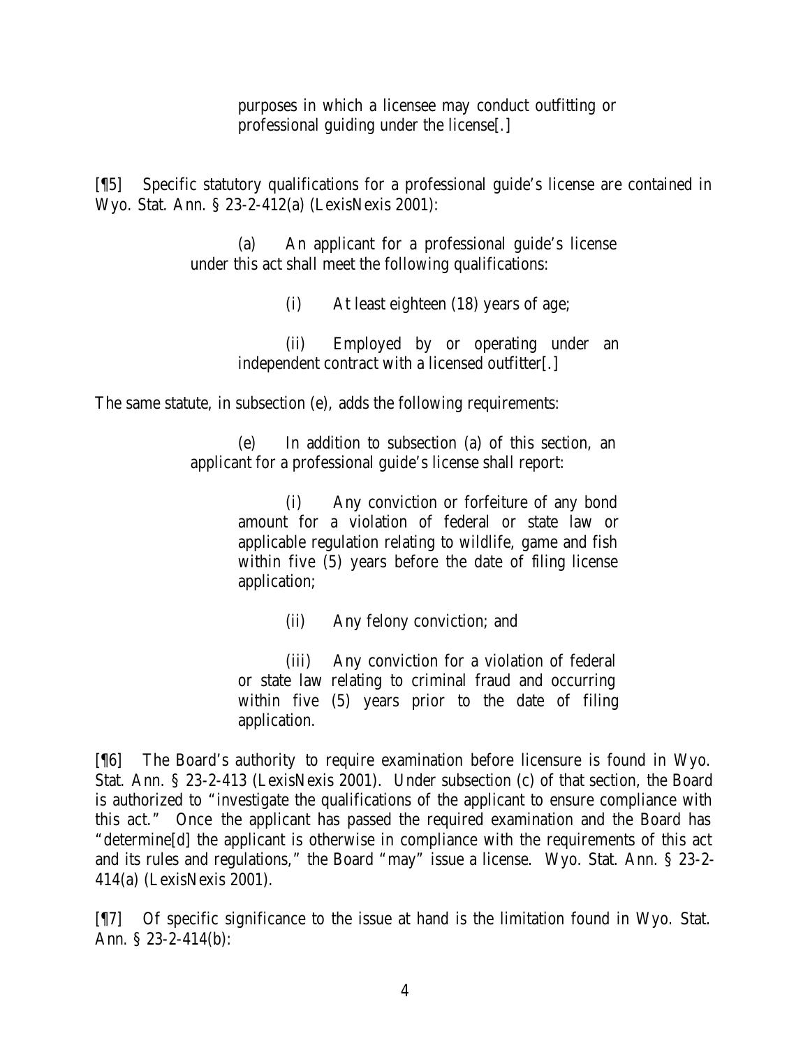> purposes in which a licensee may conduct outfitting or professional guiding under the license[.]

[¶5] Specific statutory qualifications for a professional guide's license are contained in Wyo. Stat. Ann. § 23-2-412(a) (LexisNexis 2001):

> (a) An applicant for a professional guide's license under this act shall meet the following qualifications:
>
> (i) At least eighteen (18) years of age;
>
> (ii) Employed by or operating under an independent contract with a licensed outfitter[.]

The same statute, in subsection (e), adds the following requirements:

> (e) In addition to subsection (a) of this section, an applicant for a professional guide's license shall report:
>
> (i) Any conviction or forfeiture of any bond amount for a violation of federal or state law or applicable regulation relating to wildlife, game and fish within five (5) years before the date of filing license application;
>
> (ii) Any felony conviction; and
>
> (iii) Any conviction for a violation of federal or state law relating to criminal fraud and occurring within five (5) years prior to the date of filing application.

[¶6] The Board's authority to require examination before licensure is found in Wyo. Stat. Ann. § 23-2-413 (LexisNexis 2001). Under subsection (c) of that section, the Board is authorized to "investigate the qualifications of the applicant to ensure compliance with this act." Once the applicant has passed the required examination and the Board has "determine[d] the applicant is otherwise in compliance with the requirements of this act and its rules and regulations," the Board "may" issue a license. Wyo. Stat. Ann. § 23-2-414(a) (LexisNexis 2001).

[¶7] Of specific significance to the issue at hand is the limitation found in Wyo. Stat. Ann. § 23-2-414(b):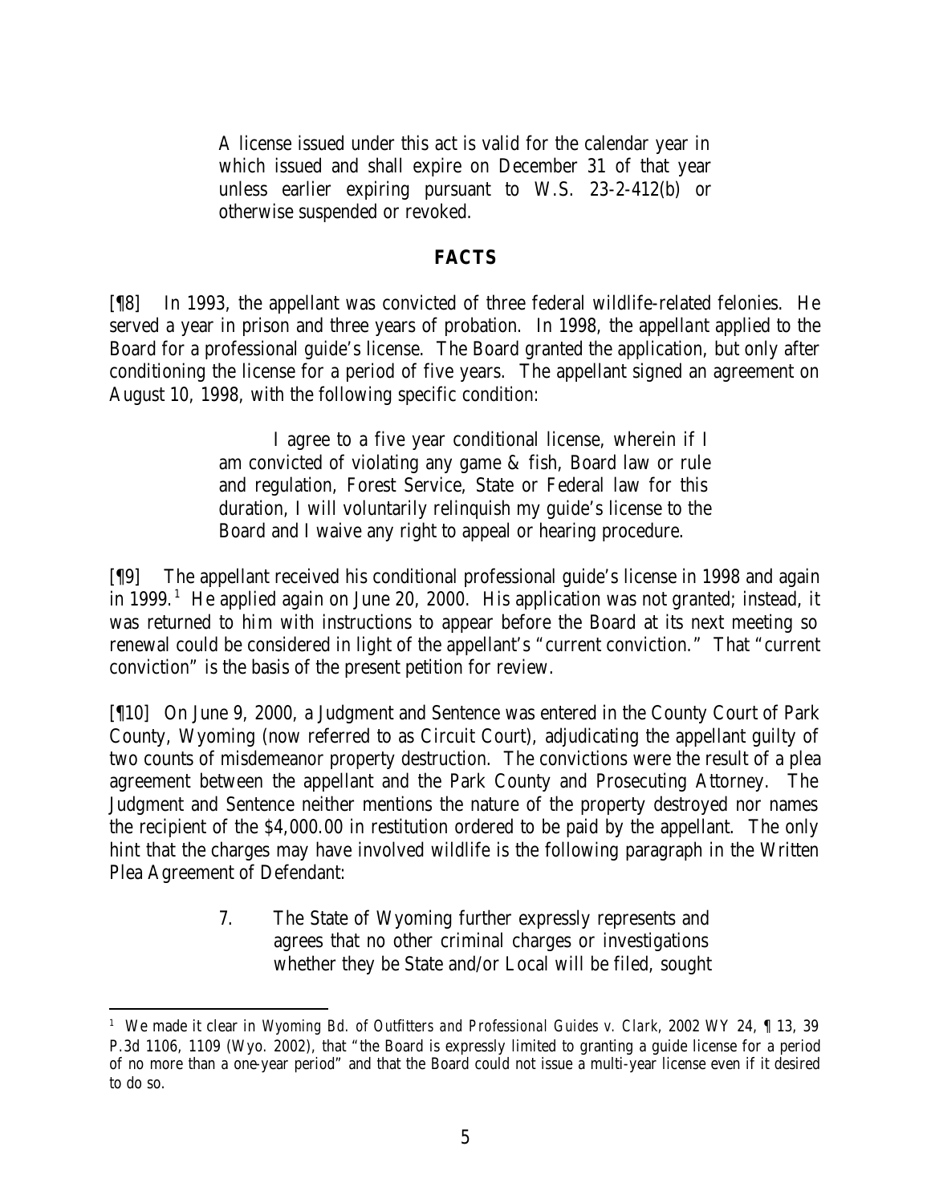> A license issued under this act is valid for the calendar year in which issued and shall expire on December 31 of that year unless earlier expiring pursuant to W.S. 23-2-412(b) or otherwise suspended or revoked.

## FACTS

[¶8] In 1993, the appellant was convicted of three federal wildlife-related felonies. He served a year in prison and three years of probation. In 1998, the appellant applied to the Board for a professional guide's license. The Board granted the application, but only after conditioning the license for a period of five years. The appellant signed an agreement on August 10, 1998, with the following specific condition:

> I agree to a five year conditional license, wherein if I am convicted of violating any game & fish, Board law or rule and regulation, Forest Service, State or Federal law for this duration, I will voluntarily relinquish my guide's license to the Board and I waive any right to appeal or hearing procedure.

[¶9] The appellant received his conditional professional guide's license in 1998 and again in 1999.[1] He applied again on June 20, 2000. His application was not granted; instead, it was returned to him with instructions to appear before the Board at its next meeting so renewal could be considered in light of the appellant's "current conviction." That "current conviction" is the basis of the present petition for review.

[¶10] On June 9, 2000, a Judgment and Sentence was entered in the County Court of Park County, Wyoming (now referred to as Circuit Court), adjudicating the appellant guilty of two counts of misdemeanor property destruction. The convictions were the result of a plea agreement between the appellant and the Park County and Prosecuting Attorney. The Judgment and Sentence neither mentions the nature of the property destroyed nor names the recipient of the $4,000.00 in restitution ordered to be paid by the appellant. The only hint that the charges may have involved wildlife is the following paragraph in the Written Plea Agreement of Defendant:

> 7. The State of Wyoming further expressly represents and agrees that no other criminal charges or investigations whether they be State and/or Local will be filed, sought

---

[1] We made it clear in *Wyoming Bd. of Outfitters and Professional Guides v. Clark*, 2002 WY 24, ¶ 13, 39 P.3d 1106, 1109 (Wyo. 2002), that "the Board is expressly limited to granting a guide license for a period of no more than a one-year period" and that the Board could not issue a multi-year license even if it desired to do so.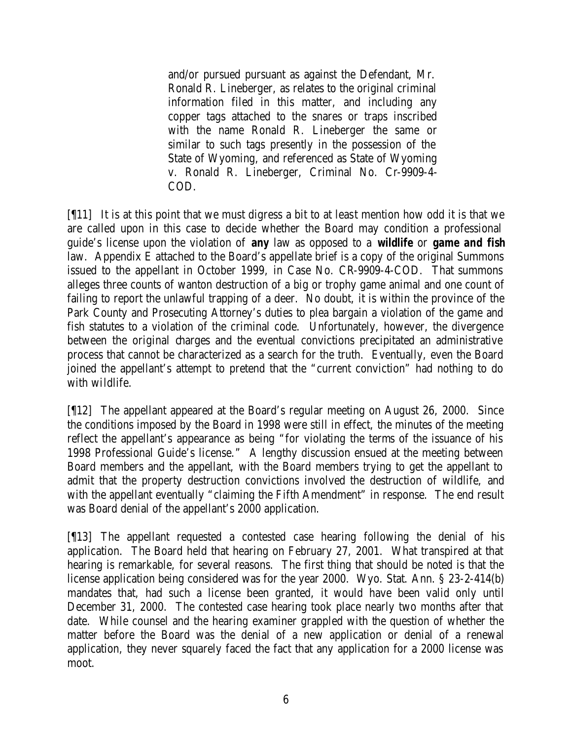> and/or pursued pursuant as against the Defendant, Mr. Ronald R. Lineberger, as relates to the original criminal information filed in this matter, and including any copper tags attached to the snares or traps inscribed with the name Ronald R. Lineberger the same or similar to such tags presently in the possession of the State of Wyoming, and referenced as State of Wyoming v. Ronald R. Lineberger, Criminal No. Cr-9909-4-COD.

[¶11] It is at this point that we must digress a bit to at least mention how odd it is that we are called upon in this case to decide whether the Board may condition a professional guide's license upon the violation of ***any*** law as opposed to a ***wildlife*** or ***game and fish*** law. Appendix E attached to the Board's appellate brief is a copy of the original Summons issued to the appellant in October 1999, in Case No. CR-9909-4-COD. That summons alleges three counts of wanton destruction of a big or trophy game animal and one count of failing to report the unlawful trapping of a deer. No doubt, it is within the province of the Park County and Prosecuting Attorney's duties to plea bargain a violation of the game and fish statutes to a violation of the criminal code. Unfortunately, however, the divergence between the original charges and the eventual convictions precipitated an administrative process that cannot be characterized as a search for the truth. Eventually, even the Board joined the appellant's attempt to pretend that the "current conviction" had nothing to do with wildlife.

[¶12] The appellant appeared at the Board's regular meeting on August 26, 2000. Since the conditions imposed by the Board in 1998 were still in effect, the minutes of the meeting reflect the appellant's appearance as being "for violating the terms of the issuance of his 1998 Professional Guide's license." A lengthy discussion ensued at the meeting between Board members and the appellant, with the Board members trying to get the appellant to admit that the property destruction convictions involved the destruction of wildlife, and with the appellant eventually "claiming the Fifth Amendment" in response. The end result was Board denial of the appellant's 2000 application.

[¶13] The appellant requested a contested case hearing following the denial of his application. The Board held that hearing on February 27, 2001. What transpired at that hearing is remarkable, for several reasons. The first thing that should be noted is that the license application being considered was for the year 2000. Wyo. Stat. Ann. § 23-2-414(b) mandates that, had such a license been granted, it would have been valid only until December 31, 2000. The contested case hearing took place nearly two months after that date. While counsel and the hearing examiner grappled with the question of whether the matter before the Board was the denial of a new application or denial of a renewal application, they never squarely faced the fact that any application for a 2000 license was moot.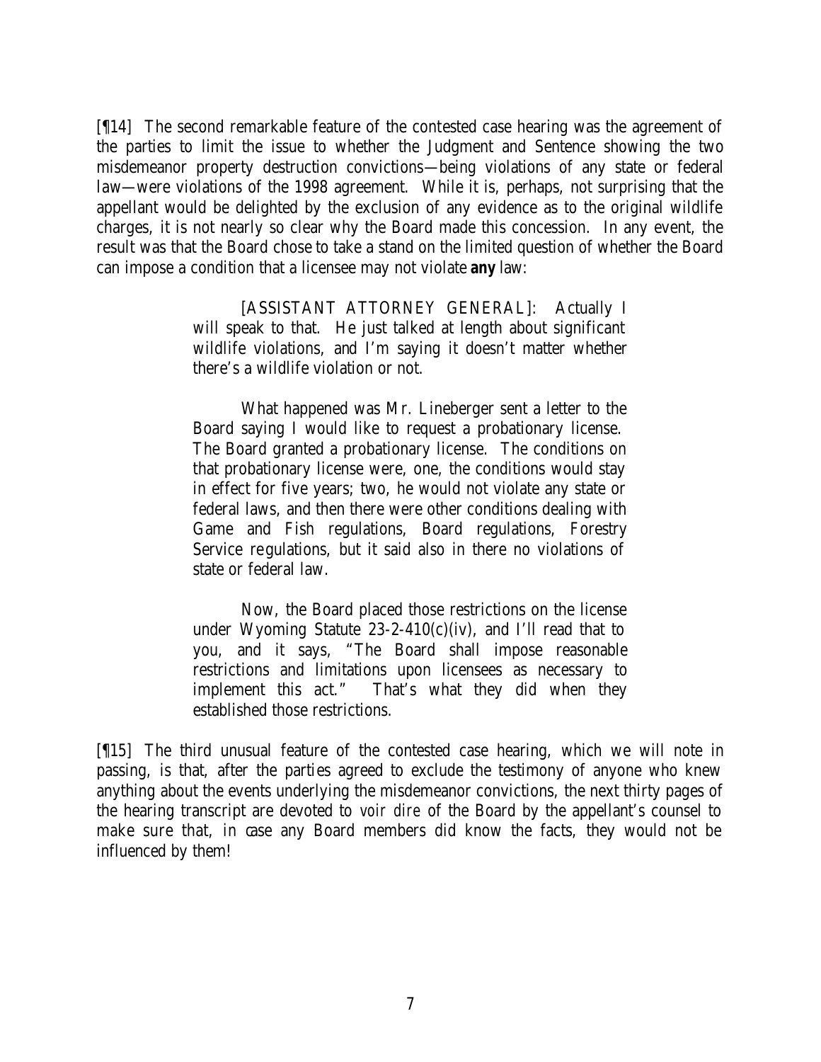[¶14] The second remarkable feature of the contested case hearing was the agreement of the parties to limit the issue to whether the Judgment and Sentence showing the two misdemeanor property destruction convictions—being violations of any state or federal law—were violations of the 1998 agreement. While it is, perhaps, not surprising that the appellant would be delighted by the exclusion of any evidence as to the original wildlife charges, it is not nearly so clear why the Board made this concession. In any event, the result was that the Board chose to take a stand on the limited question of whether the Board can impose a condition that a licensee may not violate **any** law:

> [ASSISTANT ATTORNEY GENERAL]: Actually I will speak to that. He just talked at length about significant wildlife violations, and I'm saying it doesn't matter whether there's a wildlife violation or not.
>
> What happened was Mr. Lineberger sent a letter to the Board saying I would like to request a probationary license. The Board granted a probationary license. The conditions on that probationary license were, one, the conditions would stay in effect for five years; two, he would not violate any state or federal laws, and then there were other conditions dealing with Game and Fish regulations, Board regulations, Forestry Service regulations, but it said also in there no violations of state or federal law.
>
> Now, the Board placed those restrictions on the license under Wyoming Statute 23-2-410(c)(iv), and I'll read that to you, and it says, "The Board shall impose reasonable restrictions and limitations upon licensees as necessary to implement this act." That's what they did when they established those restrictions.

[¶15] The third unusual feature of the contested case hearing, which we will note in passing, is that, after the parties agreed to exclude the testimony of anyone who knew anything about the events underlying the misdemeanor convictions, the next thirty pages of the hearing transcript are devoted to *voir dire* of the Board by the appellant's counsel to make sure that, in case any Board members did know the facts, they would not be influenced by them!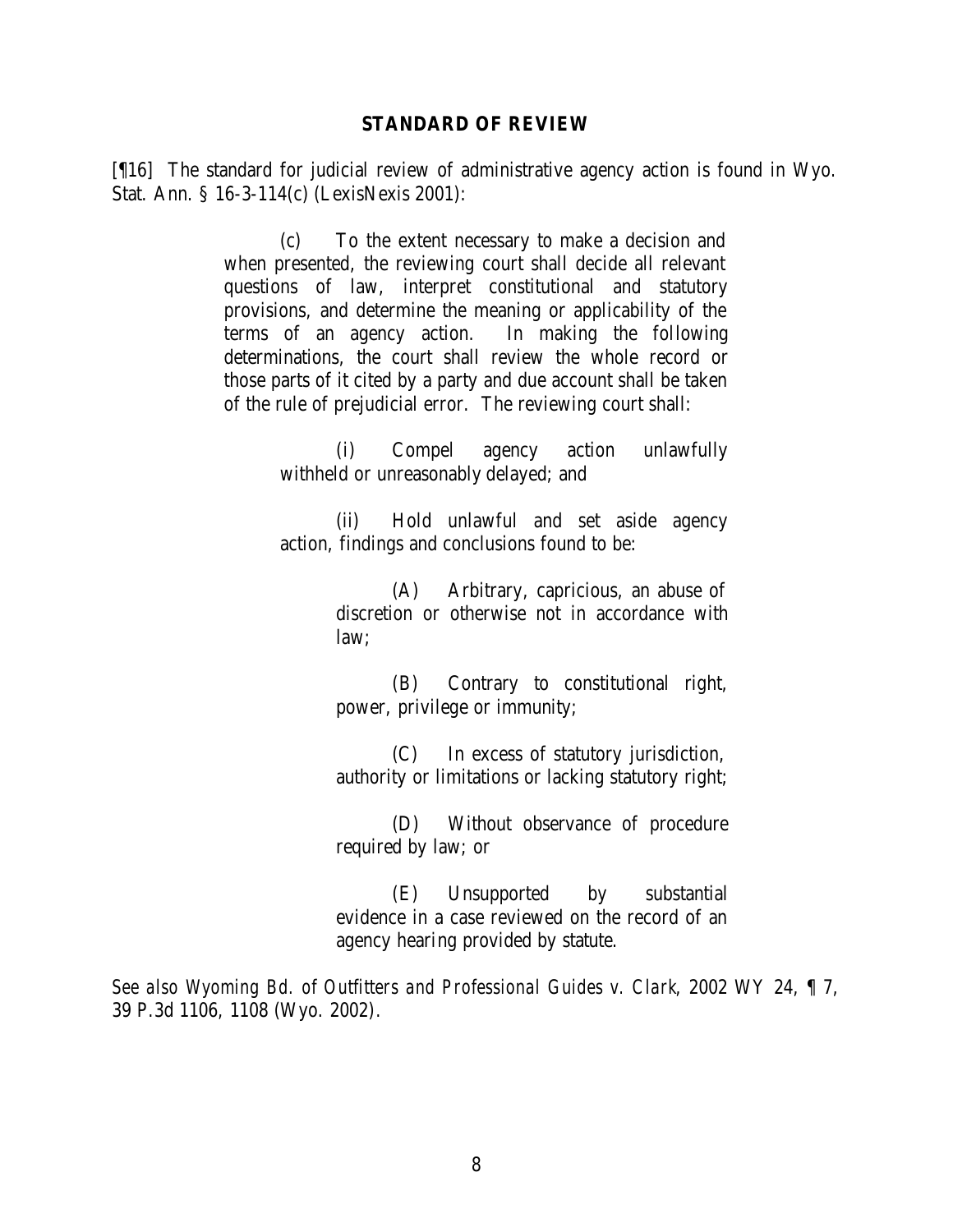## STANDARD OF REVIEW

[¶16] The standard for judicial review of administrative agency action is found in Wyo. Stat. Ann. § 16-3-114(c) (LexisNexis 2001):

> (c) To the extent necessary to make a decision and when presented, the reviewing court shall decide all relevant questions of law, interpret constitutional and statutory provisions, and determine the meaning or applicability of the terms of an agency action. In making the following determinations, the court shall review the whole record or those parts of it cited by a party and due account shall be taken of the rule of prejudicial error. The reviewing court shall:
>
> > (i) Compel agency action unlawfully withheld or unreasonably delayed; and
> >
> > (ii) Hold unlawful and set aside agency action, findings and conclusions found to be:
> >
> > > (A) Arbitrary, capricious, an abuse of discretion or otherwise not in accordance with law;
> > >
> > > (B) Contrary to constitutional right, power, privilege or immunity;
> > >
> > > (C) In excess of statutory jurisdiction, authority or limitations or lacking statutory right;
> > >
> > > (D) Without observance of procedure required by law; or
> > >
> > > (E) Unsupported by substantial evidence in a case reviewed on the record of an agency hearing provided by statute.

*See also Wyoming Bd. of Outfitters and Professional Guides v. Clark,* 2002 WY 24, ¶ 7, 39 P.3d 1106, 1108 (Wyo. 2002).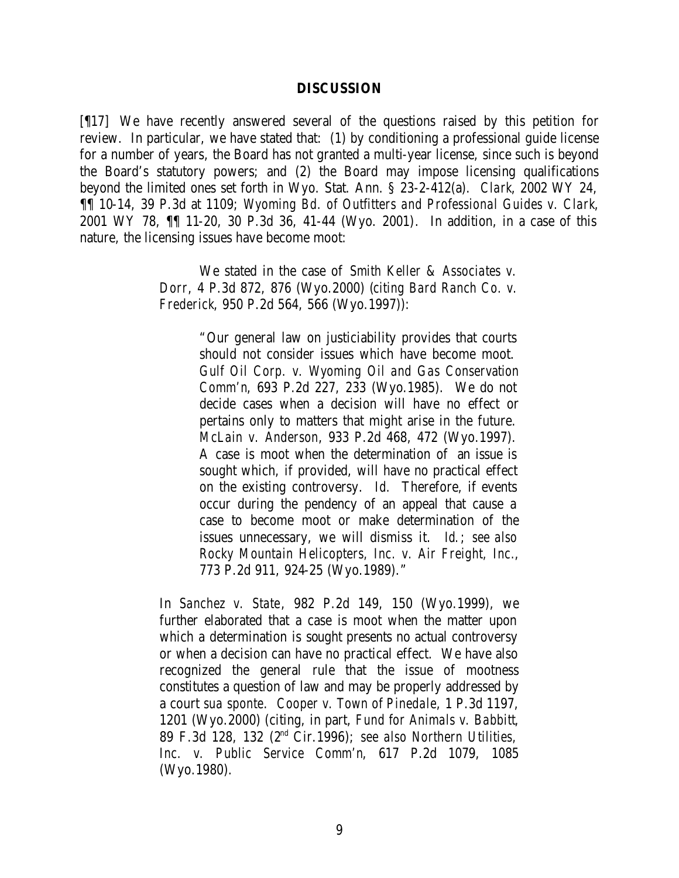## DISCUSSION

[¶17] We have recently answered several of the questions raised by this petition for review. In particular, we have stated that: (1) by conditioning a professional guide license for a number of years, the Board has not granted a multi-year license, since such is beyond the Board's statutory powers; and (2) the Board may impose licensing qualifications beyond the limited ones set forth in Wyo. Stat. Ann. § 23-2-412(a). *Clark*, 2002 WY 24, ¶¶ 10-14, 39 P.3d at 1109; *Wyoming Bd. of Outfitters and Professional Guides v. Clark*, 2001 WY 78, ¶¶ 11-20, 30 P.3d 36, 41-44 (Wyo. 2001). In addition, in a case of this nature, the licensing issues have become moot:

> We stated in the case of *Smith Keller & Associates v. Dorr*, 4 P.3d 872, 876 (Wyo.2000) (*citing Bard Ranch Co. v. Frederick*, 950 P.2d 564, 566 (Wyo.1997)):
>
> > "Our general law on justiciability provides that courts should not consider issues which have become moot. *Gulf Oil Corp. v. Wyoming Oil and Gas Conservation Comm'n*, 693 P.2d 227, 233 (Wyo.1985). We do not decide cases when a decision will have no effect or pertains only to matters that might arise in the future. *McLain v. Anderson*, 933 P.2d 468, 472 (Wyo.1997). A case is moot when the determination of an issue is sought which, if provided, will have no practical effect on the existing controversy. *Id.* Therefore, if events occur during the pendency of an appeal that cause a case to become moot or make determination of the issues unnecessary, we will dismiss it. *Id.*; *see also Rocky Mountain Helicopters, Inc. v. Air Freight, Inc.*, 773 P.2d 911, 924-25 (Wyo.1989)."
>
> In *Sanchez v. State*, 982 P.2d 149, 150 (Wyo.1999), we further elaborated that a case is moot when the matter upon which a determination is sought presents no actual controversy or when a decision can have no practical effect. We have also recognized the general rule that the issue of mootness constitutes a question of law and may be properly addressed by a court *sua sponte*. *Cooper v. Town of Pinedale*, 1 P.3d 1197, 1201 (Wyo.2000) (citing, in part, *Fund for Animals v. Babbitt*, 89 F.3d 128, 132 (2nd Cir.1996); *see also Northern Utilities, Inc. v. Public Service Comm'n*, 617 P.2d 1079, 1085 (Wyo.1980).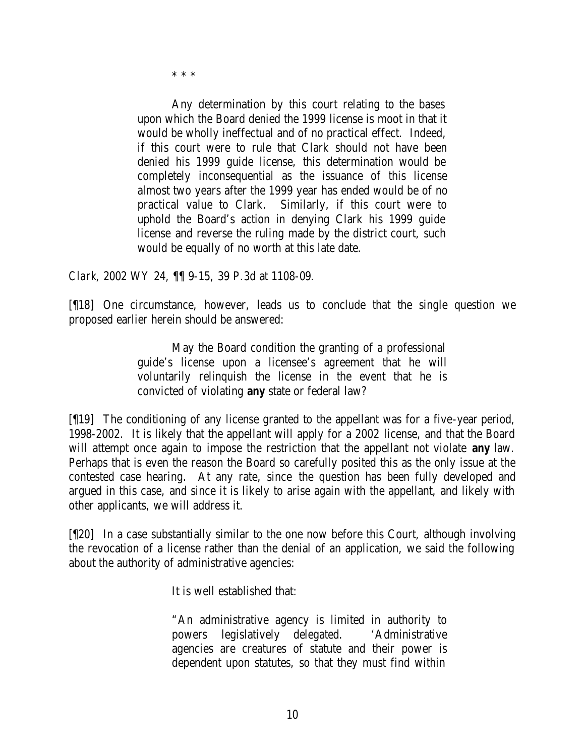\* \* \*

> Any determination by this court relating to the bases upon which the Board denied the 1999 license is moot in that it would be wholly ineffectual and of no practical effect. Indeed, if this court were to rule that Clark should not have been denied his 1999 guide license, this determination would be completely inconsequential as the issuance of this license almost two years after the 1999 year has ended would be of no practical value to Clark. Similarly, if this court were to uphold the Board's action in denying Clark his 1999 guide license and reverse the ruling made by the district court, such would be equally of no worth at this late date.

*Clark*, 2002 WY 24, ¶¶ 9-15, 39 P.3d at 1108-09.

[¶18] One circumstance, however, leads us to conclude that the single question we proposed earlier herein should be answered:

> May the Board condition the granting of a professional guide's license upon a licensee's agreement that he will voluntarily relinquish the license in the event that he is convicted of violating **any** state or federal law?

[¶19] The conditioning of any license granted to the appellant was for a five-year period, 1998-2002. It is likely that the appellant will apply for a 2002 license, and that the Board will attempt once again to impose the restriction that the appellant not violate **any** law. Perhaps that is even the reason the Board so carefully posited this as the only issue at the contested case hearing. At any rate, since the question has been fully developed and argued in this case, and since it is likely to arise again with the appellant, and likely with other applicants, we will address it.

[¶20] In a case substantially similar to the one now before this Court, although involving the revocation of a license rather than the denial of an application, we said the following about the authority of administrative agencies:

> It is well established that:
>
> > "An administrative agency is limited in authority to powers legislatively delegated. 'Administrative agencies are creatures of statute and their power is dependent upon statutes, so that they must find within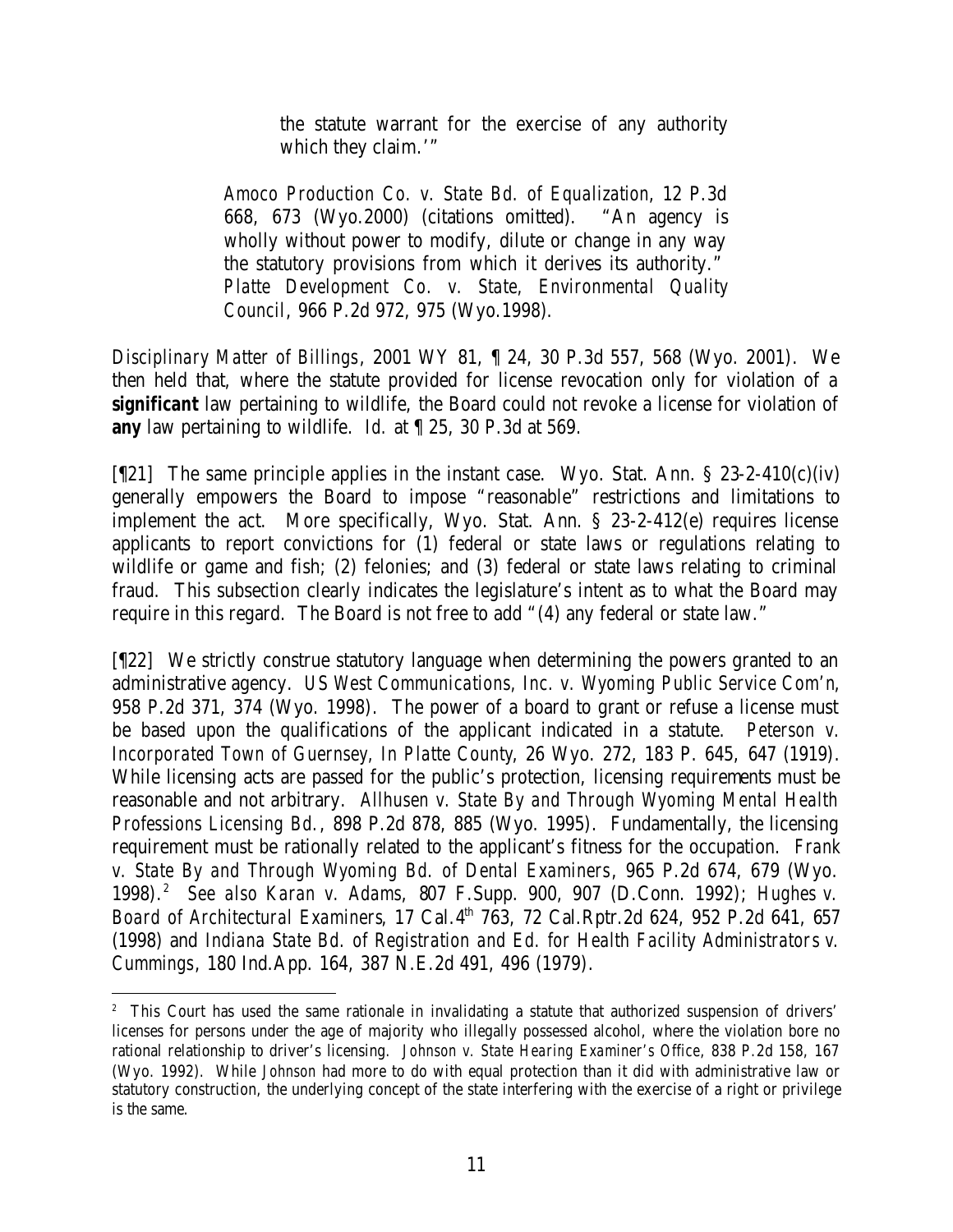> the statute warrant for the exercise of any authority which they claim.'"
>
> *Amoco Production Co. v. State Bd. of Equalization*, 12 P.3d 668, 673 (Wyo.2000) (citations omitted). "An agency is wholly without power to modify, dilute or change in any way the statutory provisions from which it derives its authority." *Platte Development Co. v. State, Environmental Quality Council*, 966 P.2d 972, 975 (Wyo.1998).

*Disciplinary Matter of Billings*, 2001 WY 81, ¶ 24, 30 P.3d 557, 568 (Wyo. 2001). We then held that, where the statute provided for license revocation only for violation of a **significant** law pertaining to wildlife, the Board could not revoke a license for violation of **any** law pertaining to wildlife. *Id.* at ¶ 25, 30 P.3d at 569.

[¶21] The same principle applies in the instant case. Wyo. Stat. Ann. § 23-2-410(c)(iv) generally empowers the Board to impose "reasonable" restrictions and limitations to implement the act. More specifically, Wyo. Stat. Ann. § 23-2-412(e) requires license applicants to report convictions for (1) federal or state laws or regulations relating to wildlife or game and fish; (2) felonies; and (3) federal or state laws relating to criminal fraud. This subsection clearly indicates the legislature's intent as to what the Board may require in this regard. The Board is not free to add "(4) any federal or state law."

[¶22] We strictly construe statutory language when determining the powers granted to an administrative agency. *US West Communications, Inc. v. Wyoming Public Service Com'n*, 958 P.2d 371, 374 (Wyo. 1998). The power of a board to grant or refuse a license must be based upon the qualifications of the applicant indicated in a statute. *Peterson v. Incorporated Town of Guernsey, In Platte County*, 26 Wyo. 272, 183 P. 645, 647 (1919). While licensing acts are passed for the public's protection, licensing requirements must be reasonable and not arbitrary. *Allhusen v. State By and Through Wyoming Mental Health Professions Licensing Bd.*, 898 P.2d 878, 885 (Wyo. 1995). Fundamentally, the licensing requirement must be rationally related to the applicant's fitness for the occupation. *Frank v. State By and Through Wyoming Bd. of Dental Examiners*, 965 P.2d 674, 679 (Wyo. 1998).[2] *See also Karan v. Adams*, 807 F.Supp. 900, 907 (D.Conn. 1992); *Hughes v. Board of Architectural Examiners*, 17 Cal.4th 763, 72 Cal.Rptr.2d 624, 952 P.2d 641, 657 (1998) and *Indiana State Bd. of Registration and Ed. for Health Facility Administrators v. Cummings*, 180 Ind.App. 164, 387 N.E.2d 491, 496 (1979).

---

[2] This Court has used the same rationale in invalidating a statute that authorized suspension of drivers' licenses for persons under the age of majority who illegally possessed alcohol, where the violation bore no rational relationship to driver's licensing. *Johnson v. State Hearing Examiner's Office*, 838 P.2d 158, 167 (Wyo. 1992). While *Johnson* had more to do with equal protection than it did with administrative law or statutory construction, the underlying concept of the state interfering with the exercise of a right or privilege is the same.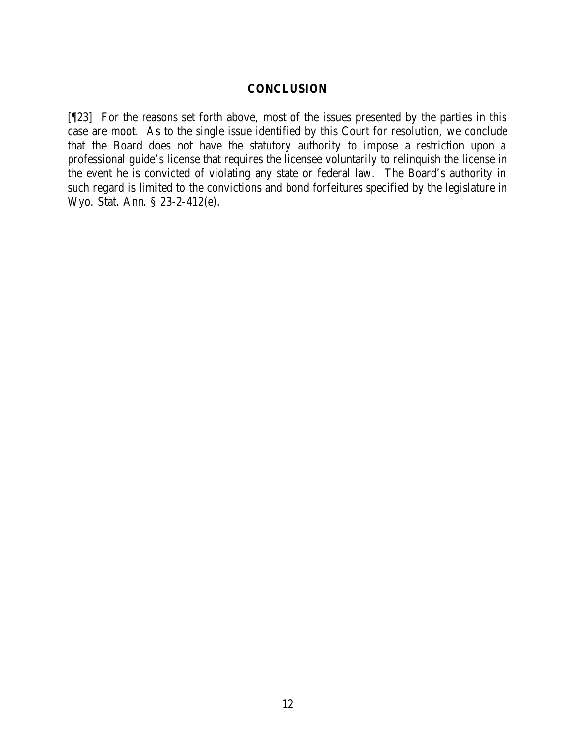## CONCLUSION

[¶23] For the reasons set forth above, most of the issues presented by the parties in this case are moot. As to the single issue identified by this Court for resolution, we conclude that the Board does not have the statutory authority to impose a restriction upon a professional guide's license that requires the licensee voluntarily to relinquish the license in the event he is convicted of violating any state or federal law. The Board's authority in such regard is limited to the convictions and bond forfeitures specified by the legislature in Wyo. Stat. Ann. § 23-2-412(e).